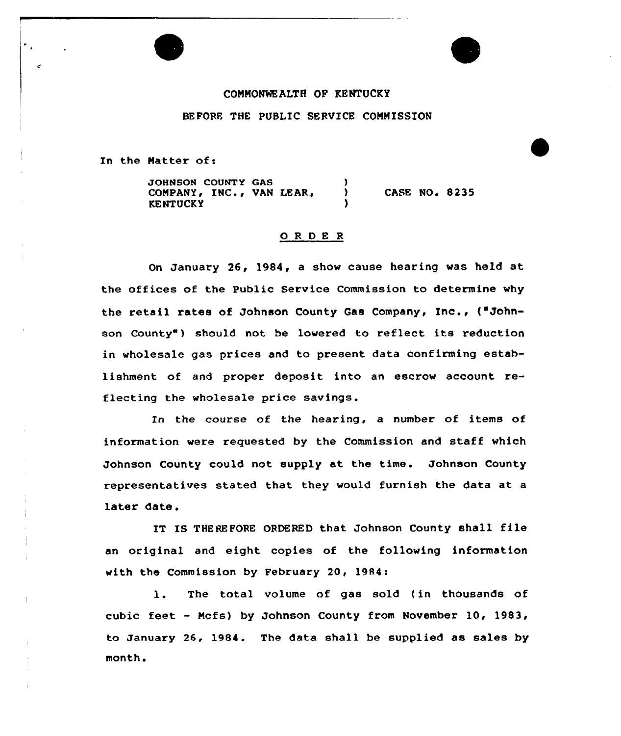COMMONWEALTH OF KENTUCKY

BEFORE THE PUBLIC SERVICE COMMISSION

In the Matter of:

JOHNSON COUNTY GAS COMPANY, INC., VAN LEAR, KENTUCKY ) CASE NO. 8235

## O R D E R

On January 26, 1984, a show cause hearing was held at the offices of the Public Service Commission to determine why the retail rates of Johnson County Gas Company, Inc., ("Johnson County") should not be lowered to reflect its reduction in wholesale gas prices and to present data confirming establishment of and proper deposit into an escrow account reflecting the wholesale price savings.

In the course of the hearing, a number of items of information were requested by the Commission and staff which Johnson County could not supply at the time. Johnson County representatives stated that they would furnish the data at a later date.

IT IS THEREFORE ORDERED that Johnson County shall file an original and eight copies of the following information with the Commission by February 20, 1984:

1. The total volume of gas sold (in thousands of cubic feet - Mcfs) by Johnson County from November 10, 1983, to January 26, 1984. The data shall be supplied as sales by month.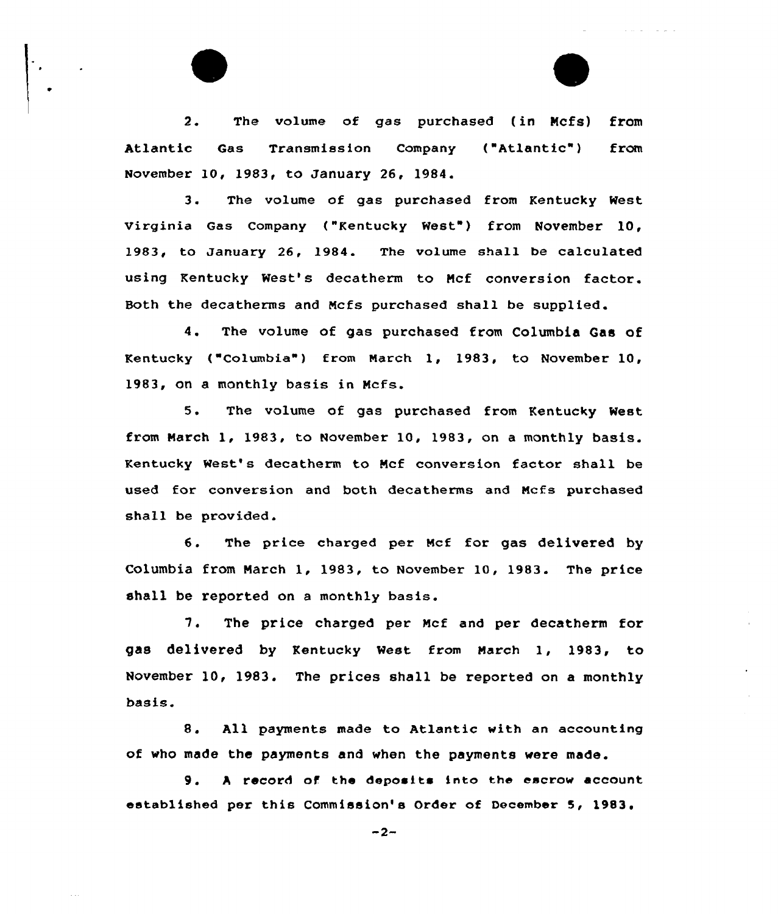2. The volume of gas purchased (in Mcfs) from Atlantic Gas Transmission Company ("Atlantic") from November 10, 1983, to January 26, 1984.

3. The volume of gas purchased from Kentucky West Virginia Gas Company ("Kentucky West") from November 10, 1983, to January 26, 1984. The volume shall be calculated using Kentucky West's decatherm to Mcf conversion factor. Both the decatherms and Mcfs purchased shall be supplied.

4. The volume of gas purchased from Columbia Gas of Kentucky ("Columbia") from March 1, 1983, to November 10, 1983, on a monthly basis in Mcfs.

5. The volume of gas purchased from Kentucky West from March 1, 1983, to November 10, 1983, on a monthly basis. Kentucky West's decatherm to Mcf conversion factor shall be used for conversion and both decatherms and Mcfs purchased shall be provided.

6. The price charged per Mcf for gas delivered by Columbia from March 1, 1983, to November 10, 1983. The price shall be reported on a monthly basis.

7. The price charged per Mcf and per decatherm for gas delivered by Kentucky West from March 1, 1983, to November 10, 1983. The prices shall be reported on a monthly basis.

8. All payments made to Atlantic with an accounting of who made the payments and when the payments were made.

9. A record of the deposits into the escrow account established per this Commission's Order of December 5, 1983.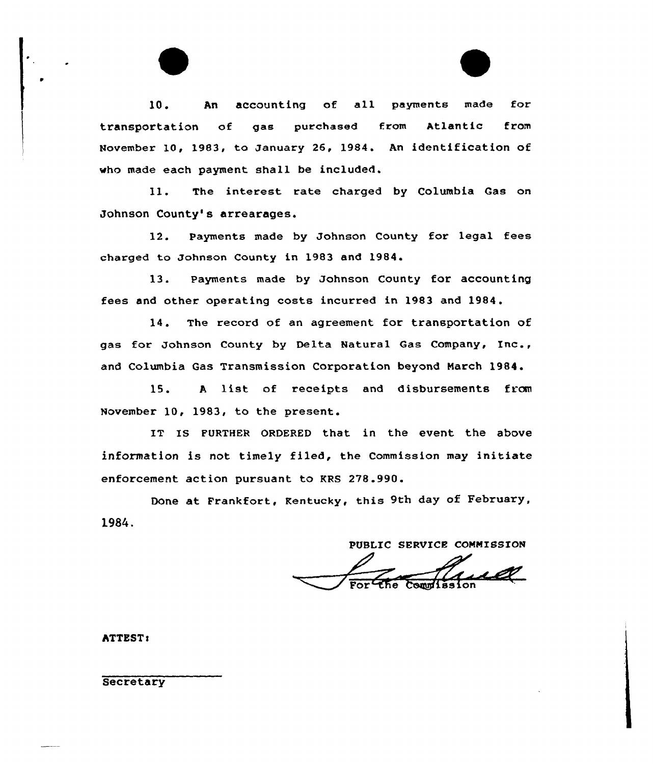10. An accounting of all payments made for transportation of gas purchased from Atlantic from November 10, 1983, to January 26, 1984. An identification of who made each payment shall be included.

11. The interest rate charged by Columbia Gas on Johnson County's arrearages.

12. Payments made by Johnson County for legal fees charged to Johnson County in 1983 and 1984.

13. Payments made by Johnson County for accounting fees and other operating costs incurred in 1983 and 1984.

14. The record of an agreement for transportation of gas for Johnson County by Delta Natural Gas Company, Inc., and Columbia Gas Transmission Corporation beyond March 1984.

15. A list of receipts and disbursements from November 10, 1983, to the present.

IT IS FURTHER ORDERED that in the event the above information is not timely filed, the Commission may initiate enforcement action pursuant to KRS 278.990.

Done at Frankfort, Kentucky, this 9th day of February, 1984.

PUBLIC SERVICE COMMISSION

For the Commission

ATTEST:

Secretary